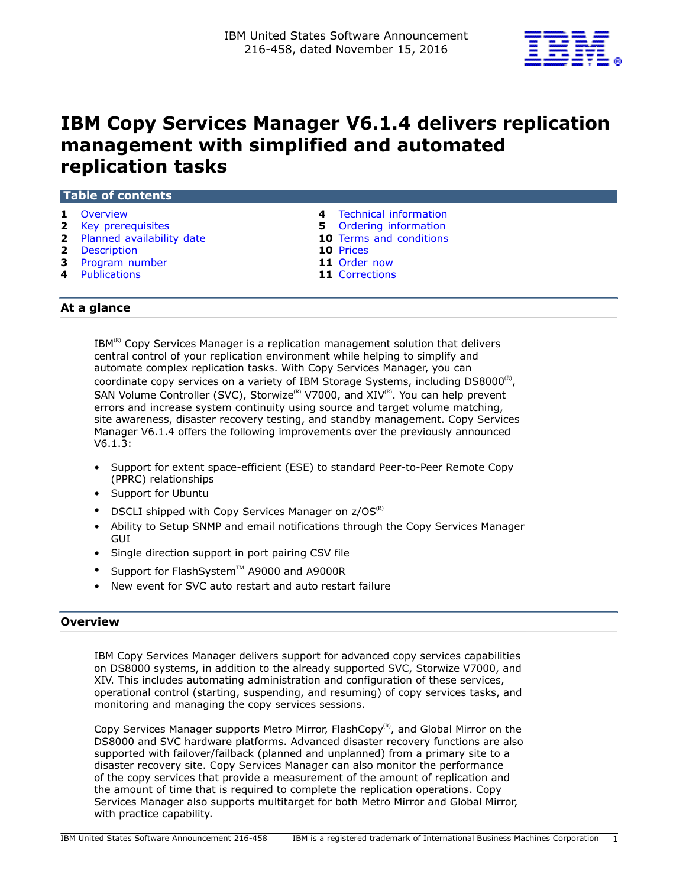IBM United States Software Announcement
216-458, dated November 15, 2016

# IBM Copy Services Manager V6.1.4 delivers replication management with simplified and automated replication tasks

## Table of contents

| | | | |
|---|---|---|---|
| 1 | Overview | 4 | Technical information |
| 2 | Key prerequisites | 5 | Ordering information |
| 2 | Planned availability date | 10 | Terms and conditions |
| 2 | Description | 10 | Prices |
| 3 | Program number | 11 | Order now |
| 4 | Publications | 11 | Corrections |

## At a glance

IBM(R) Copy Services Manager is a replication management solution that delivers central control of your replication environment while helping to simplify and automate complex replication tasks. With Copy Services Manager, you can coordinate copy services on a variety of IBM Storage Systems, including DS8000(R), SAN Volume Controller (SVC), Storwize(R) V7000, and XIV(R). You can help prevent errors and increase system continuity using source and target volume matching, site awareness, disaster recovery testing, and standby management. Copy Services Manager V6.1.4 offers the following improvements over the previously announced V6.1.3:

- Support for extent space-efficient (ESE) to standard Peer-to-Peer Remote Copy (PPRC) relationships
- Support for Ubuntu
- DSCLI shipped with Copy Services Manager on z/OS(R)
- Ability to Setup SNMP and email notifications through the Copy Services Manager GUI
- Single direction support in port pairing CSV file
- Support for FlashSystem(TM) A9000 and A9000R
- New event for SVC auto restart and auto restart failure

## Overview

IBM Copy Services Manager delivers support for advanced copy services capabilities on DS8000 systems, in addition to the already supported SVC, Storwize V7000, and XIV. This includes automating administration and configuration of these services, operational control (starting, suspending, and resuming) of copy services tasks, and monitoring and managing the copy services sessions.

Copy Services Manager supports Metro Mirror, FlashCopy(R), and Global Mirror on the DS8000 and SVC hardware platforms. Advanced disaster recovery functions are also supported with failover/failback (planned and unplanned) from a primary site to a disaster recovery site. Copy Services Manager can also monitor the performance of the copy services that provide a measurement of the amount of replication and the amount of time that is required to complete the replication operations. Copy Services Manager also supports multitarget for both Metro Mirror and Global Mirror, with practice capability.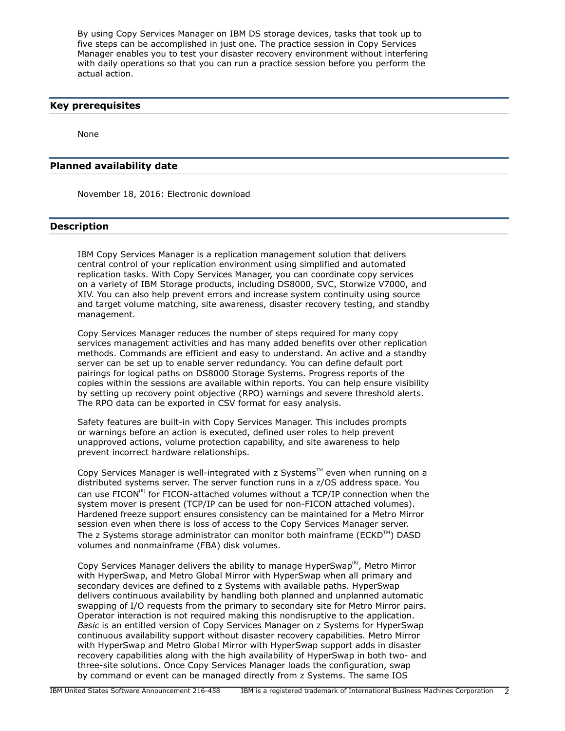By using Copy Services Manager on IBM DS storage devices, tasks that took up to five steps can be accomplished in just one. The practice session in Copy Services Manager enables you to test your disaster recovery environment without interfering with daily operations so that you can run a practice session before you perform the actual action.

## Key prerequisites

None

## Planned availability date

November 18, 2016: Electronic download

## Description

IBM Copy Services Manager is a replication management solution that delivers central control of your replication environment using simplified and automated replication tasks. With Copy Services Manager, you can coordinate copy services on a variety of IBM Storage products, including DS8000, SVC, Storwize V7000, and XIV. You can also help prevent errors and increase system continuity using source and target volume matching, site awareness, disaster recovery testing, and standby management.

Copy Services Manager reduces the number of steps required for many copy services management activities and has many added benefits over other replication methods. Commands are efficient and easy to understand. An active and a standby server can be set up to enable server redundancy. You can define default port pairings for logical paths on DS8000 Storage Systems. Progress reports of the copies within the sessions are available within reports. You can help ensure visibility by setting up recovery point objective (RPO) warnings and severe threshold alerts. The RPO data can be exported in CSV format for easy analysis.

Safety features are built-in with Copy Services Manager. This includes prompts or warnings before an action is executed, defined user roles to help prevent unapproved actions, volume protection capability, and site awareness to help prevent incorrect hardware relationships.

Copy Services Manager is well-integrated with z Systems(TM) even when running on a distributed systems server. The server function runs in a z/OS address space. You can use FICON(R) for FICON-attached volumes without a TCP/IP connection when the system mover is present (TCP/IP can be used for non-FICON attached volumes). Hardened freeze support ensures consistency can be maintained for a Metro Mirror session even when there is loss of access to the Copy Services Manager server. The z Systems storage administrator can monitor both mainframe (ECKD(TM)) DASD volumes and nonmainframe (FBA) disk volumes.

Copy Services Manager delivers the ability to manage HyperSwap(R), Metro Mirror with HyperSwap, and Metro Global Mirror with HyperSwap when all primary and secondary devices are defined to z Systems with available paths. HyperSwap delivers continuous availability by handling both planned and unplanned automatic swapping of I/O requests from the primary to secondary site for Metro Mirror pairs. Operator interaction is not required making this nondisruptive to the application. *Basic* is an entitled version of Copy Services Manager on z Systems for HyperSwap continuous availability support without disaster recovery capabilities. Metro Mirror with HyperSwap and Metro Global Mirror with HyperSwap support adds in disaster recovery capabilities along with the high availability of HyperSwap in both two- and three-site solutions. Once Copy Services Manager loads the configuration, swap by command or event can be managed directly from z Systems. The same IOS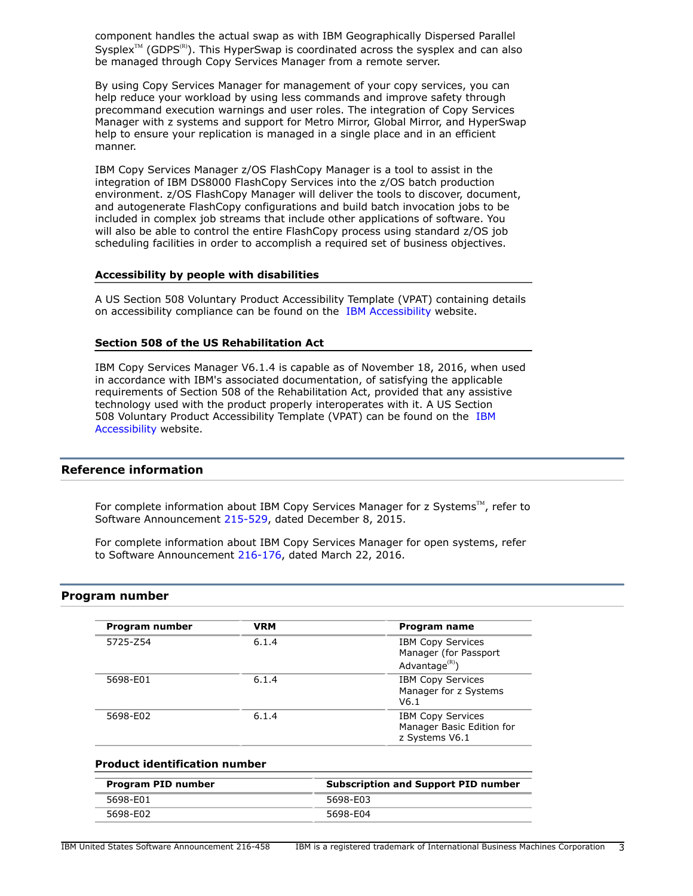component handles the actual swap as with IBM Geographically Dispersed Parallel Sysplex™ (GDPS(R)). This HyperSwap is coordinated across the sysplex and can also be managed through Copy Services Manager from a remote server.

By using Copy Services Manager for management of your copy services, you can help reduce your workload by using less commands and improve safety through precommand execution warnings and user roles. The integration of Copy Services Manager with z systems and support for Metro Mirror, Global Mirror, and HyperSwap help to ensure your replication is managed in a single place and in an efficient manner.

IBM Copy Services Manager z/OS FlashCopy Manager is a tool to assist in the integration of IBM DS8000 FlashCopy Services into the z/OS batch production environment. z/OS FlashCopy Manager will deliver the tools to discover, document, and autogenerate FlashCopy configurations and build batch invocation jobs to be included in complex job streams that include other applications of software. You will also be able to control the entire FlashCopy process using standard z/OS job scheduling facilities in order to accomplish a required set of business objectives.

### Accessibility by people with disabilities

A US Section 508 Voluntary Product Accessibility Template (VPAT) containing details on accessibility compliance can be found on the IBM Accessibility website.

### Section 508 of the US Rehabilitation Act

IBM Copy Services Manager V6.1.4 is capable as of November 18, 2016, when used in accordance with IBM's associated documentation, of satisfying the applicable requirements of Section 508 of the Rehabilitation Act, provided that any assistive technology used with the product properly interoperates with it. A US Section 508 Voluntary Product Accessibility Template (VPAT) can be found on the IBM Accessibility website.

## Reference information

For complete information about IBM Copy Services Manager for z Systems™, refer to Software Announcement 215-529, dated December 8, 2015.

For complete information about IBM Copy Services Manager for open systems, refer to Software Announcement 216-176, dated March 22, 2016.

## Program number

| Program number | VRM | Program name |
|---|---|---|
| 5725-Z54 | 6.1.4 | IBM Copy Services Manager (for Passport Advantage(R)) |
| 5698-E01 | 6.1.4 | IBM Copy Services Manager for z Systems V6.1 |
| 5698-E02 | 6.1.4 | IBM Copy Services Manager Basic Edition for z Systems V6.1 |

### Product identification number

| Program PID number | Subscription and Support PID number |
|---|---|
| 5698-E01 | 5698-E03 |
| 5698-E02 | 5698-E04 |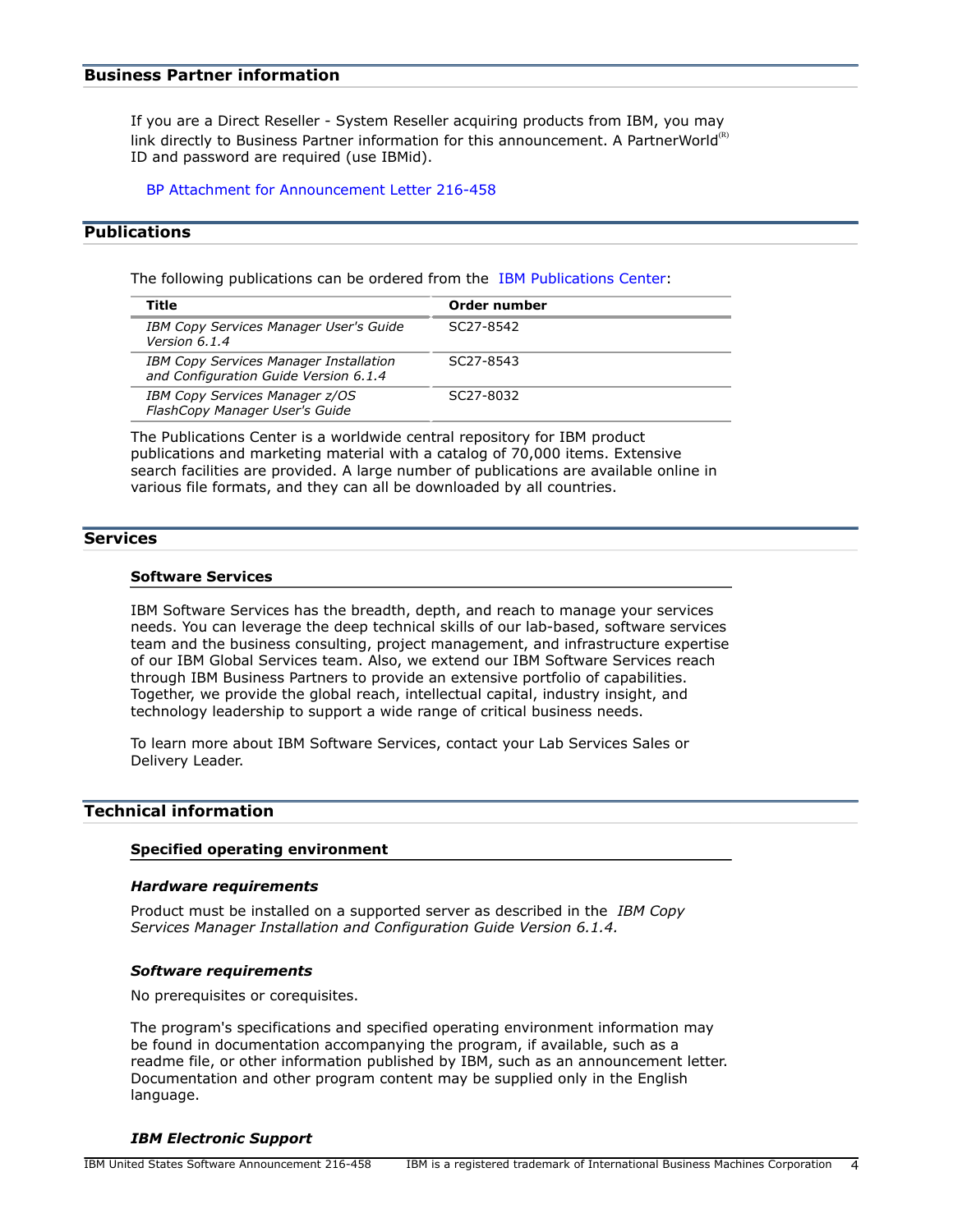## Business Partner information

If you are a Direct Reseller - System Reseller acquiring products from IBM, you may link directly to Business Partner information for this announcement. A PartnerWorld(R) ID and password are required (use IBMid).

BP Attachment for Announcement Letter 216-458

## Publications

The following publications can be ordered from the IBM Publications Center:

| Title | Order number |
|---|---|
| *IBM Copy Services Manager User's Guide Version 6.1.4* | SC27-8542 |
| *IBM Copy Services Manager Installation and Configuration Guide Version 6.1.4* | SC27-8543 |
| *IBM Copy Services Manager z/OS FlashCopy Manager User's Guide* | SC27-8032 |

The Publications Center is a worldwide central repository for IBM product publications and marketing material with a catalog of 70,000 items. Extensive search facilities are provided. A large number of publications are available online in various file formats, and they can all be downloaded by all countries.

## Services

### Software Services

IBM Software Services has the breadth, depth, and reach to manage your services needs. You can leverage the deep technical skills of our lab-based, software services team and the business consulting, project management, and infrastructure expertise of our IBM Global Services team. Also, we extend our IBM Software Services reach through IBM Business Partners to provide an extensive portfolio of capabilities. Together, we provide the global reach, intellectual capital, industry insight, and technology leadership to support a wide range of critical business needs.

To learn more about IBM Software Services, contact your Lab Services Sales or Delivery Leader.

## Technical information

### Specified operating environment

#### *Hardware requirements*

Product must be installed on a supported server as described in the *IBM Copy Services Manager Installation and Configuration Guide Version 6.1.4.*

#### *Software requirements*

No prerequisites or corequisites.

The program's specifications and specified operating environment information may be found in documentation accompanying the program, if available, such as a readme file, or other information published by IBM, such as an announcement letter. Documentation and other program content may be supplied only in the English language.

#### *IBM Electronic Support*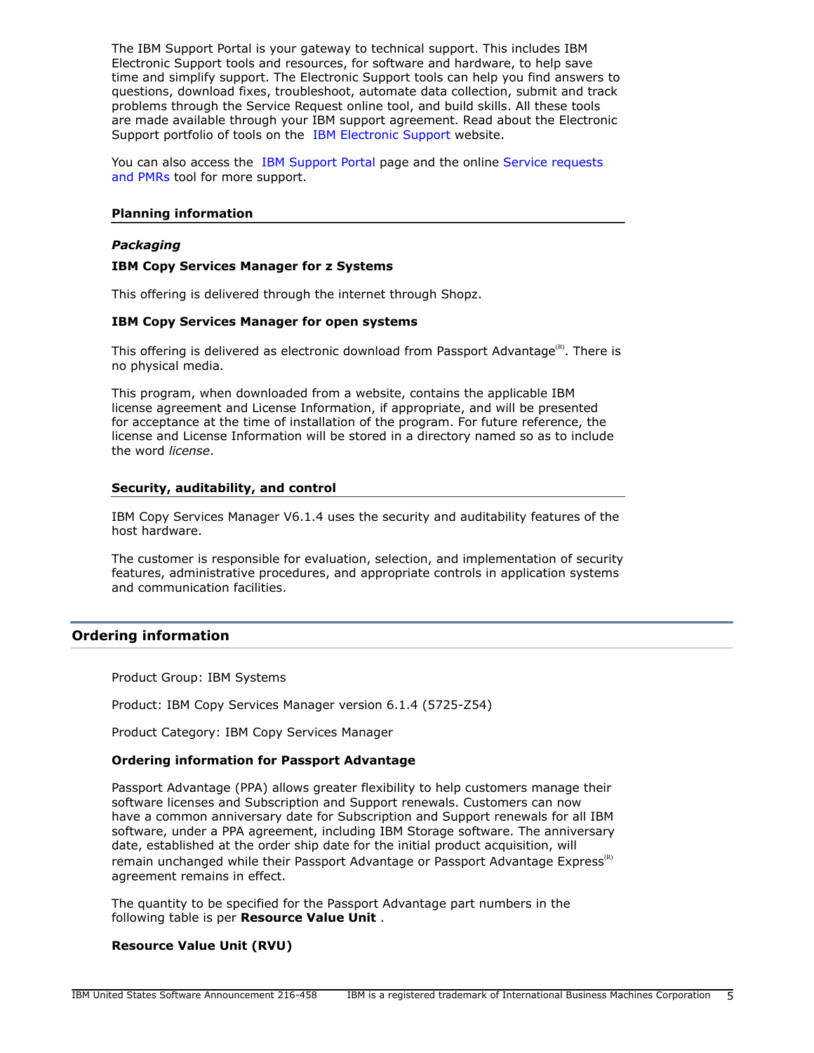The IBM Support Portal is your gateway to technical support. This includes IBM Electronic Support tools and resources, for software and hardware, to help save time and simplify support. The Electronic Support tools can help you find answers to questions, download fixes, troubleshoot, automate data collection, submit and track problems through the Service Request online tool, and build skills. All these tools are made available through your IBM support agreement. Read about the Electronic Support portfolio of tools on the IBM Electronic Support website.

You can also access the IBM Support Portal page and the online Service requests and PMRs tool for more support.

### Planning information

#### *Packaging*

**IBM Copy Services Manager for z Systems**

This offering is delivered through the internet through Shopz.

**IBM Copy Services Manager for open systems**

This offering is delivered as electronic download from Passport Advantage(R). There is no physical media.

This program, when downloaded from a website, contains the applicable IBM license agreement and License Information, if appropriate, and will be presented for acceptance at the time of installation of the program. For future reference, the license and License Information will be stored in a directory named so as to include the word *license*.

### Security, auditability, and control

IBM Copy Services Manager V6.1.4 uses the security and auditability features of the host hardware.

The customer is responsible for evaluation, selection, and implementation of security features, administrative procedures, and appropriate controls in application systems and communication facilities.

## Ordering information

Product Group: IBM Systems

Product: IBM Copy Services Manager version 6.1.4 (5725-Z54)

Product Category: IBM Copy Services Manager

**Ordering information for Passport Advantage**

Passport Advantage (PPA) allows greater flexibility to help customers manage their software licenses and Subscription and Support renewals. Customers can now have a common anniversary date for Subscription and Support renewals for all IBM software, under a PPA agreement, including IBM Storage software. The anniversary date, established at the order ship date for the initial product acquisition, will remain unchanged while their Passport Advantage or Passport Advantage Express(R) agreement remains in effect.

The quantity to be specified for the Passport Advantage part numbers in the following table is per **Resource Value Unit** .

**Resource Value Unit (RVU)**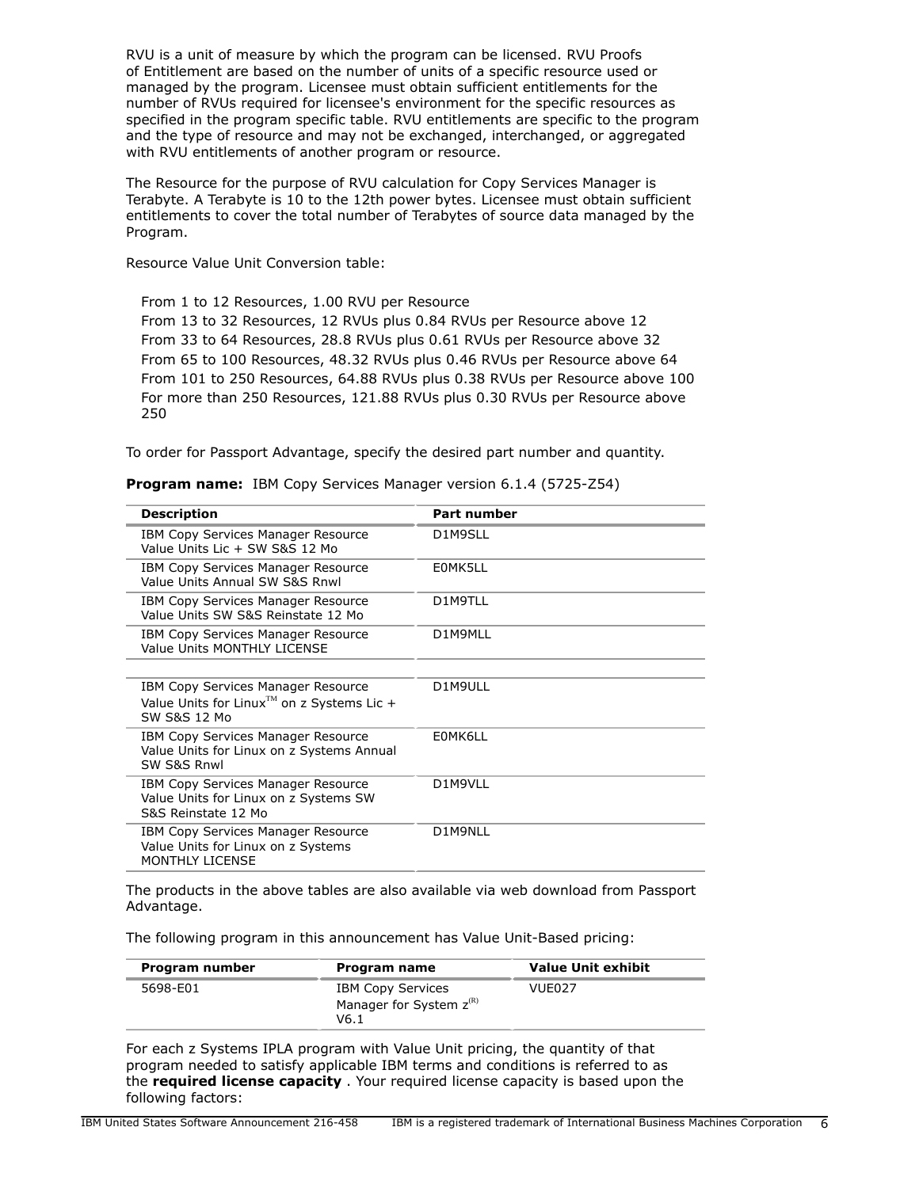RVU is a unit of measure by which the program can be licensed. RVU Proofs of Entitlement are based on the number of units of a specific resource used or managed by the program. Licensee must obtain sufficient entitlements for the number of RVUs required for licensee's environment for the specific resources as specified in the program specific table. RVU entitlements are specific to the program and the type of resource and may not be exchanged, interchanged, or aggregated with RVU entitlements of another program or resource.

The Resource for the purpose of RVU calculation for Copy Services Manager is Terabyte. A Terabyte is 10 to the 12th power bytes. Licensee must obtain sufficient entitlements to cover the total number of Terabytes of source data managed by the Program.

Resource Value Unit Conversion table:

- From 1 to 12 Resources, 1.00 RVU per Resource
- From 13 to 32 Resources, 12 RVUs plus 0.84 RVUs per Resource above 12
- From 33 to 64 Resources, 28.8 RVUs plus 0.61 RVUs per Resource above 32
- From 65 to 100 Resources, 48.32 RVUs plus 0.46 RVUs per Resource above 64
- From 101 to 250 Resources, 64.88 RVUs plus 0.38 RVUs per Resource above 100
- For more than 250 Resources, 121.88 RVUs plus 0.30 RVUs per Resource above 250

To order for Passport Advantage, specify the desired part number and quantity.

**Program name:** IBM Copy Services Manager version 6.1.4 (5725-Z54)

| Description | Part number |
|---|---|
| IBM Copy Services Manager Resource Value Units Lic + SW S&S 12 Mo | D1M9SLL |
| IBM Copy Services Manager Resource Value Units Annual SW S&S Rnwl | E0MK5LL |
| IBM Copy Services Manager Resource Value Units SW S&S Reinstate 12 Mo | D1M9TLL |
| IBM Copy Services Manager Resource Value Units MONTHLY LICENSE | D1M9MLL |
| | |
| IBM Copy Services Manager Resource Value Units for Linux™ on z Systems Lic + SW S&S 12 Mo | D1M9ULL |
| IBM Copy Services Manager Resource Value Units for Linux on z Systems Annual SW S&S Rnwl | E0MK6LL |
| IBM Copy Services Manager Resource Value Units for Linux on z Systems SW S&S Reinstate 12 Mo | D1M9VLL |
| IBM Copy Services Manager Resource Value Units for Linux on z Systems MONTHLY LICENSE | D1M9NLL |

The products in the above tables are also available via web download from Passport Advantage.

The following program in this announcement has Value Unit-Based pricing:

| Program number | Program name | Value Unit exhibit |
|---|---|---|
| 5698-E01 | IBM Copy Services Manager for System z® V6.1 | VUE027 |

For each z Systems IPLA program with Value Unit pricing, the quantity of that program needed to satisfy applicable IBM terms and conditions is referred to as the **required license capacity** . Your required license capacity is based upon the following factors: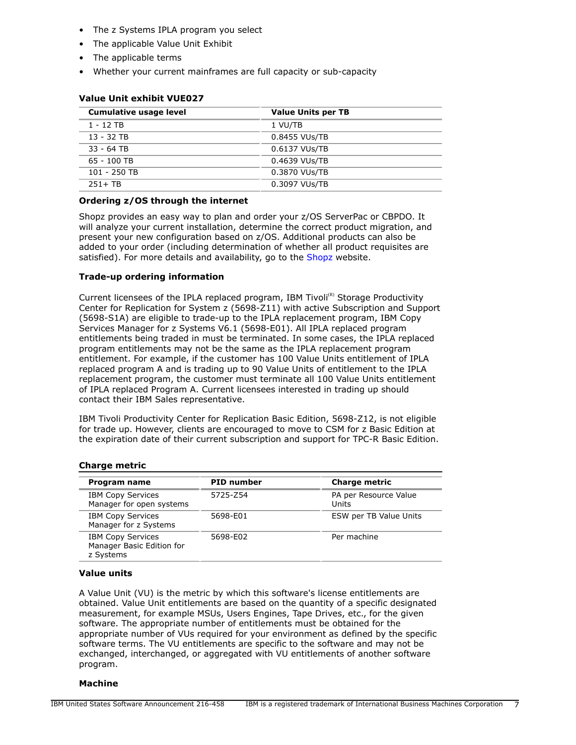- The z Systems IPLA program you select
- The applicable Value Unit Exhibit
- The applicable terms
- Whether your current mainframes are full capacity or sub-capacity

**Value Unit exhibit VUE027**

| Cumulative usage level | Value Units per TB |
|---|---|
| 1 - 12 TB | 1 VU/TB |
| 13 - 32 TB | 0.8455 VUs/TB |
| 33 - 64 TB | 0.6137 VUs/TB |
| 65 - 100 TB | 0.4639 VUs/TB |
| 101 - 250 TB | 0.3870 VUs/TB |
| 251+ TB | 0.3097 VUs/TB |

**Ordering z/OS through the internet**

Shopz provides an easy way to plan and order your z/OS ServerPac or CBPDO. It will analyze your current installation, determine the correct product migration, and present your new configuration based on z/OS. Additional products can also be added to your order (including determination of whether all product requisites are satisfied). For more details and availability, go to the Shopz website.

**Trade-up ordering information**

Current licensees of the IPLA replaced program, IBM Tivoli(R) Storage Productivity Center for Replication for System z (5698-Z11) with active Subscription and Support (5698-S1A) are eligible to trade-up to the IPLA replacement program, IBM Copy Services Manager for z Systems V6.1 (5698-E01). All IPLA replaced program entitlements being traded in must be terminated. In some cases, the IPLA replaced program entitlements may not be the same as the IPLA replacement program entitlement. For example, if the customer has 100 Value Units entitlement of IPLA replaced program A and is trading up to 90 Value Units of entitlement to the IPLA replacement program, the customer must terminate all 100 Value Units entitlement of IPLA replaced Program A. Current licensees interested in trading up should contact their IBM Sales representative.

IBM Tivoli Productivity Center for Replication Basic Edition, 5698-Z12, is not eligible for trade up. However, clients are encouraged to move to CSM for z Basic Edition at the expiration date of their current subscription and support for TPC-R Basic Edition.

**Charge metric**

| Program name | PID number | Charge metric |
|---|---|---|
| IBM Copy Services Manager for open systems | 5725-Z54 | PA per Resource Value Units |
| IBM Copy Services Manager for z Systems | 5698-E01 | ESW per TB Value Units |
| IBM Copy Services Manager Basic Edition for z Systems | 5698-E02 | Per machine |

**Value units**

A Value Unit (VU) is the metric by which this software's license entitlements are obtained. Value Unit entitlements are based on the quantity of a specific designated measurement, for example MSUs, Users Engines, Tape Drives, etc., for the given software. The appropriate number of entitlements must be obtained for the appropriate number of VUs required for your environment as defined by the specific software terms. The VU entitlements are specific to the software and may not be exchanged, interchanged, or aggregated with VU entitlements of another software program.

**Machine**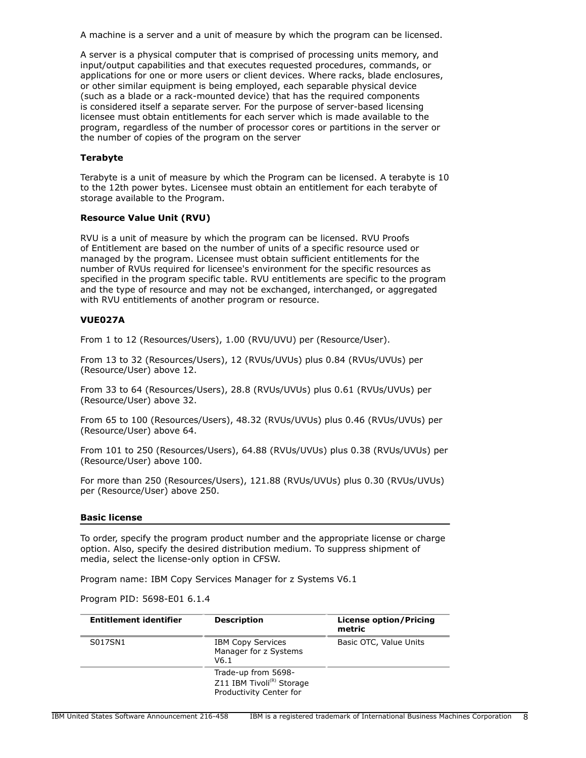A machine is a server and a unit of measure by which the program can be licensed.

A server is a physical computer that is comprised of processing units memory, and input/output capabilities and that executes requested procedures, commands, or applications for one or more users or client devices. Where racks, blade enclosures, or other similar equipment is being employed, each separable physical device (such as a blade or a rack-mounted device) that has the required components is considered itself a separate server. For the purpose of server-based licensing licensee must obtain entitlements for each server which is made available to the program, regardless of the number of processor cores or partitions in the server or the number of copies of the program on the server

**Terabyte**

Terabyte is a unit of measure by which the Program can be licensed. A terabyte is 10 to the 12th power bytes. Licensee must obtain an entitlement for each terabyte of storage available to the Program.

**Resource Value Unit (RVU)**

RVU is a unit of measure by which the program can be licensed. RVU Proofs of Entitlement are based on the number of units of a specific resource used or managed by the program. Licensee must obtain sufficient entitlements for the number of RVUs required for licensee's environment for the specific resources as specified in the program specific table. RVU entitlements are specific to the program and the type of resource and may not be exchanged, interchanged, or aggregated with RVU entitlements of another program or resource.

**VUE027A**

From 1 to 12 (Resources/Users), 1.00 (RVU/UVU) per (Resource/User).

From 13 to 32 (Resources/Users), 12 (RVUs/UVUs) plus 0.84 (RVUs/UVUs) per (Resource/User) above 12.

From 33 to 64 (Resources/Users), 28.8 (RVUs/UVUs) plus 0.61 (RVUs/UVUs) per (Resource/User) above 32.

From 65 to 100 (Resources/Users), 48.32 (RVUs/UVUs) plus 0.46 (RVUs/UVUs) per (Resource/User) above 64.

From 101 to 250 (Resources/Users), 64.88 (RVUs/UVUs) plus 0.38 (RVUs/UVUs) per (Resource/User) above 100.

For more than 250 (Resources/Users), 121.88 (RVUs/UVUs) plus 0.30 (RVUs/UVUs) per (Resource/User) above 250.

## Basic license

To order, specify the program product number and the appropriate license or charge option. Also, specify the desired distribution medium. To suppress shipment of media, select the license-only option in CFSW.

Program name: IBM Copy Services Manager for z Systems V6.1

Program PID: 5698-E01 6.1.4

| Entitlement identifier | Description | License option/Pricing metric |
|---|---|---|
| S017SN1 | IBM Copy Services Manager for z Systems V6.1 | Basic OTC, Value Units |
| | Trade-up from 5698-Z11 IBM Tivoli(R) Storage Productivity Center for | |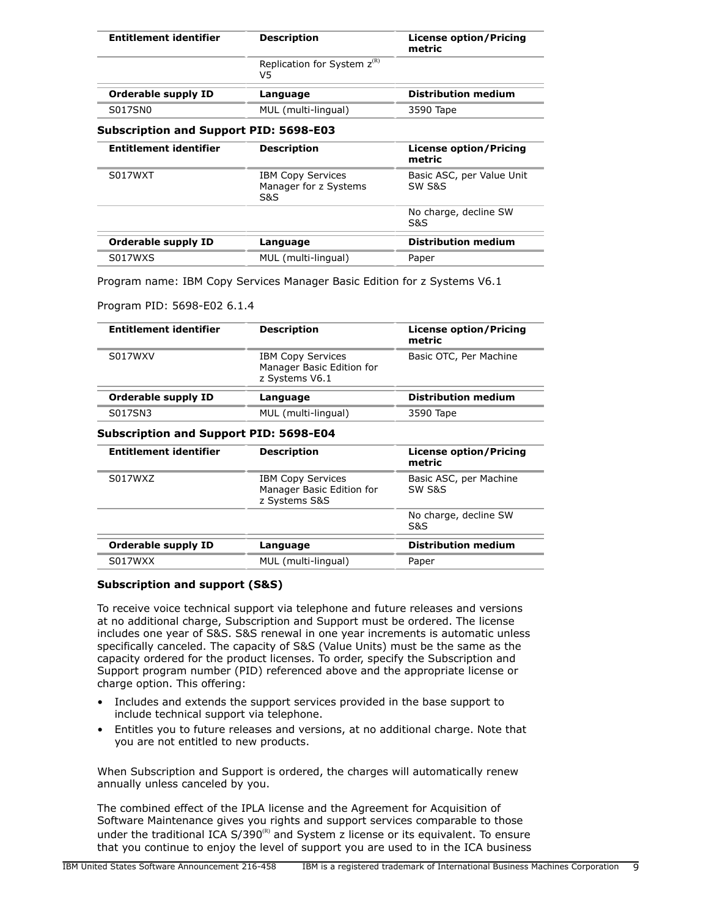| Entitlement identifier | Description | License option/Pricing metric |
| --- | --- | --- |
| | Replication for System z(R) V5 | |
| **Orderable supply ID** | **Language** | **Distribution medium** |
| S017SN0 | MUL (multi-lingual) | 3590 Tape |

**Subscription and Support PID: 5698-E03**

| Entitlement identifier | Description | License option/Pricing metric |
| --- | --- | --- |
| S017WXT | IBM Copy Services Manager for z Systems S&S | Basic ASC, per Value Unit SW S&S |
| | | No charge, decline SW S&S |
| **Orderable supply ID** | **Language** | **Distribution medium** |
| S017WXS | MUL (multi-lingual) | Paper |

Program name: IBM Copy Services Manager Basic Edition for z Systems V6.1

Program PID: 5698-E02 6.1.4

| Entitlement identifier | Description | License option/Pricing metric |
| --- | --- | --- |
| S017WXV | IBM Copy Services Manager Basic Edition for z Systems V6.1 | Basic OTC, Per Machine |
| **Orderable supply ID** | **Language** | **Distribution medium** |
| S017SN3 | MUL (multi-lingual) | 3590 Tape |

**Subscription and Support PID: 5698-E04**

| Entitlement identifier | Description | License option/Pricing metric |
| --- | --- | --- |
| S017WXZ | IBM Copy Services Manager Basic Edition for z Systems S&S | Basic ASC, per Machine SW S&S |
| | | No charge, decline SW S&S |
| **Orderable supply ID** | **Language** | **Distribution medium** |
| S017WXX | MUL (multi-lingual) | Paper |

**Subscription and support (S&S)**

To receive voice technical support via telephone and future releases and versions at no additional charge, Subscription and Support must be ordered. The license includes one year of S&S. S&S renewal in one year increments is automatic unless specifically canceled. The capacity of S&S (Value Units) must be the same as the capacity ordered for the product licenses. To order, specify the Subscription and Support program number (PID) referenced above and the appropriate license or charge option. This offering:

- Includes and extends the support services provided in the base support to include technical support via telephone.
- Entitles you to future releases and versions, at no additional charge. Note that you are not entitled to new products.

When Subscription and Support is ordered, the charges will automatically renew annually unless canceled by you.

The combined effect of the IPLA license and the Agreement for Acquisition of Software Maintenance gives you rights and support services comparable to those under the traditional ICA S/390(R) and System z license or its equivalent. To ensure that you continue to enjoy the level of support you are used to in the ICA business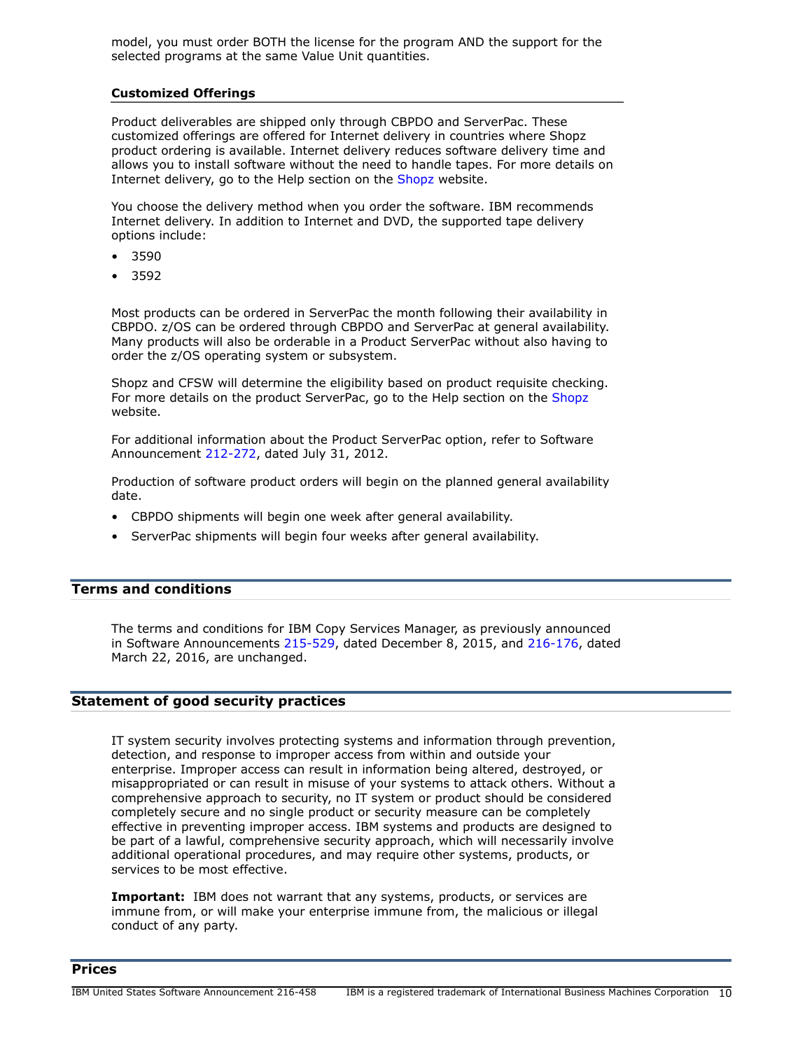model, you must order BOTH the license for the program AND the support for the selected programs at the same Value Unit quantities.

### Customized Offerings

Product deliverables are shipped only through CBPDO and ServerPac. These customized offerings are offered for Internet delivery in countries where Shopz product ordering is available. Internet delivery reduces software delivery time and allows you to install software without the need to handle tapes. For more details on Internet delivery, go to the Help section on the Shopz website.

You choose the delivery method when you order the software. IBM recommends Internet delivery. In addition to Internet and DVD, the supported tape delivery options include:

- 3590
- 3592

Most products can be ordered in ServerPac the month following their availability in CBPDO. z/OS can be ordered through CBPDO and ServerPac at general availability. Many products will also be orderable in a Product ServerPac without also having to order the z/OS operating system or subsystem.

Shopz and CFSW will determine the eligibility based on product requisite checking. For more details on the product ServerPac, go to the Help section on the Shopz website.

For additional information about the Product ServerPac option, refer to Software Announcement 212-272, dated July 31, 2012.

Production of software product orders will begin on the planned general availability date.

- CBPDO shipments will begin one week after general availability.
- ServerPac shipments will begin four weeks after general availability.

## Terms and conditions

The terms and conditions for IBM Copy Services Manager, as previously announced in Software Announcements 215-529, dated December 8, 2015, and 216-176, dated March 22, 2016, are unchanged.

## Statement of good security practices

IT system security involves protecting systems and information through prevention, detection, and response to improper access from within and outside your enterprise. Improper access can result in information being altered, destroyed, or misappropriated or can result in misuse of your systems to attack others. Without a comprehensive approach to security, no IT system or product should be considered completely secure and no single product or security measure can be completely effective in preventing improper access. IBM systems and products are designed to be part of a lawful, comprehensive security approach, which will necessarily involve additional operational procedures, and may require other systems, products, or services to be most effective.

**Important:** IBM does not warrant that any systems, products, or services are immune from, or will make your enterprise immune from, the malicious or illegal conduct of any party.

## Prices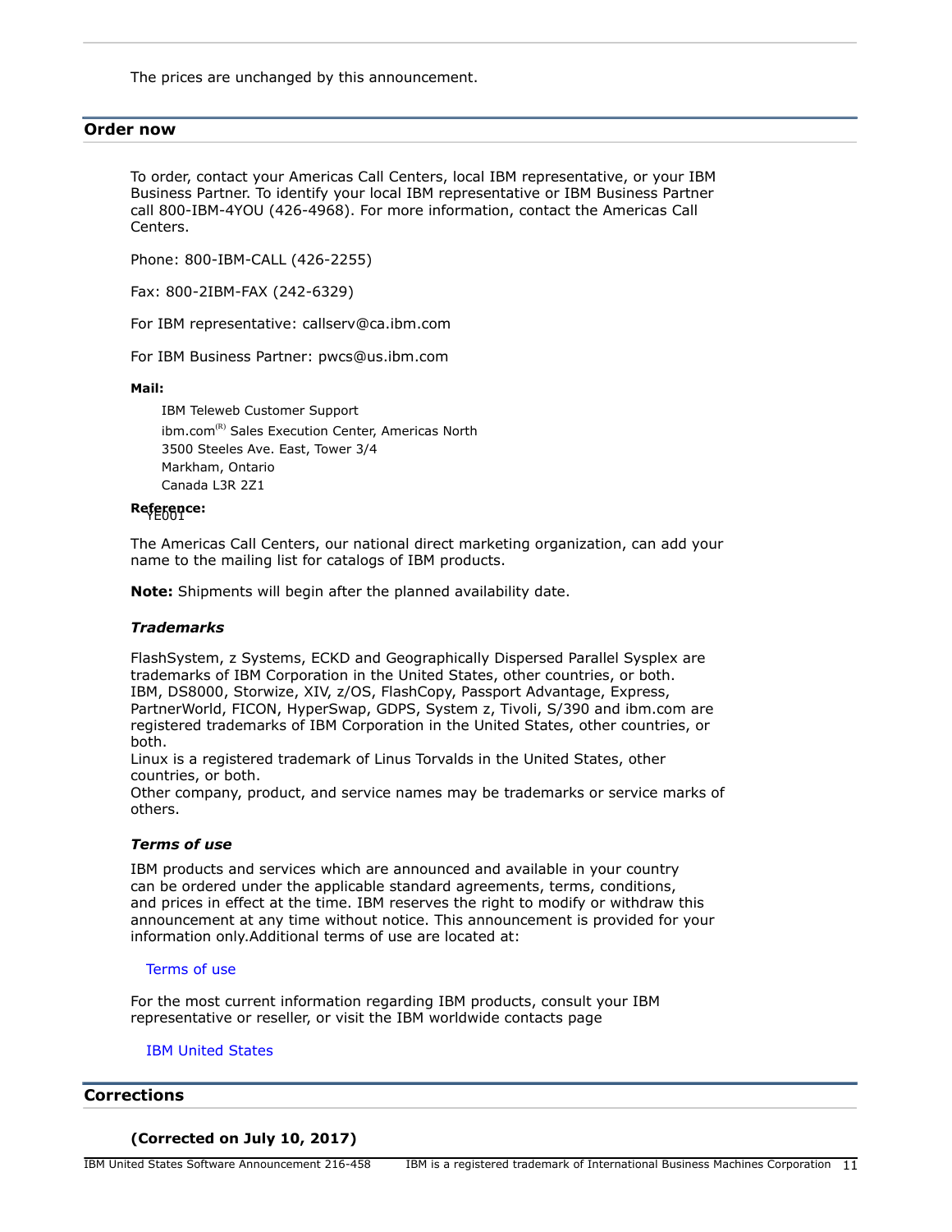The prices are unchanged by this announcement.

## Order now

To order, contact your Americas Call Centers, local IBM representative, or your IBM Business Partner. To identify your local IBM representative or IBM Business Partner call 800-IBM-4YOU (426-4968). For more information, contact the Americas Call Centers.

Phone: 800-IBM-CALL (426-2255)

Fax: 800-2IBM-FAX (242-6329)

For IBM representative: callserv@ca.ibm.com

For IBM Business Partner: pwcs@us.ibm.com

**Mail:**

IBM Teleweb Customer Support
ibm.com(R) Sales Execution Center, Americas North
3500 Steeles Ave. East, Tower 3/4
Markham, Ontario
Canada L3R 2Z1

**Reference:** YE001

The Americas Call Centers, our national direct marketing organization, can add your name to the mailing list for catalogs of IBM products.

**Note:** Shipments will begin after the planned availability date.

### *Trademarks*

FlashSystem, z Systems, ECKD and Geographically Dispersed Parallel Sysplex are trademarks of IBM Corporation in the United States, other countries, or both.
IBM, DS8000, Storwize, XIV, z/OS, FlashCopy, Passport Advantage, Express, PartnerWorld, FICON, HyperSwap, GDPS, System z, Tivoli, S/390 and ibm.com are registered trademarks of IBM Corporation in the United States, other countries, or both.
Linux is a registered trademark of Linus Torvalds in the United States, other countries, or both.
Other company, product, and service names may be trademarks or service marks of others.

### *Terms of use*

IBM products and services which are announced and available in your country can be ordered under the applicable standard agreements, terms, conditions, and prices in effect at the time. IBM reserves the right to modify or withdraw this announcement at any time without notice. This announcement is provided for your information only.Additional terms of use are located at:

Terms of use

For the most current information regarding IBM products, consult your IBM representative or reseller, or visit the IBM worldwide contacts page

IBM United States

## Corrections

**(Corrected on July 10, 2017)**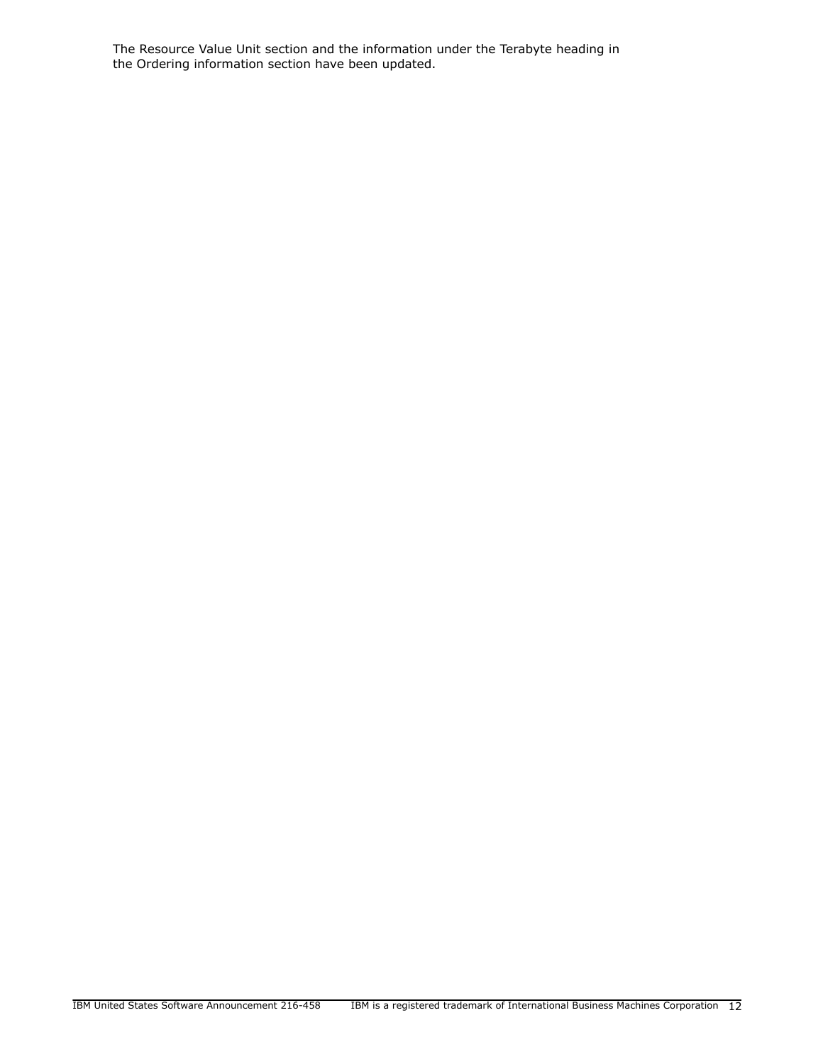The Resource Value Unit section and the information under the Terabyte heading in the Ordering information section have been updated.